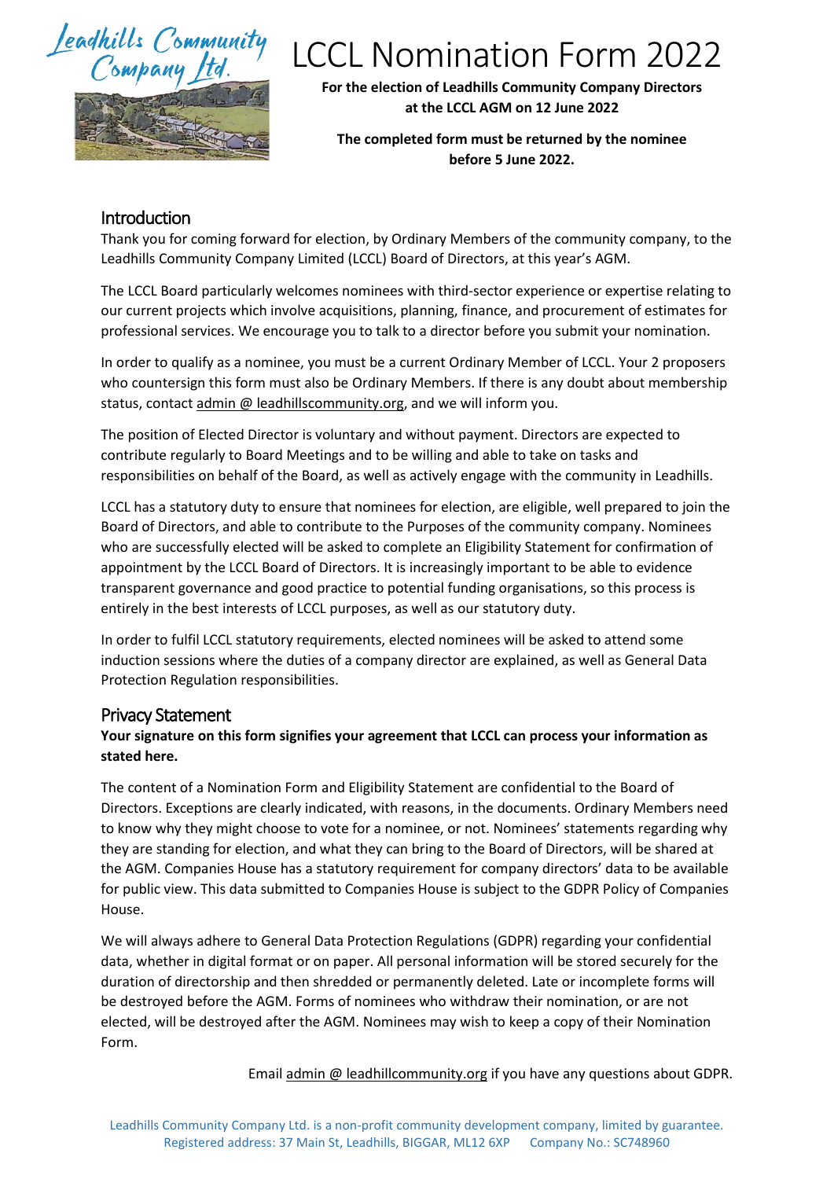# LCCL Nomination Form 2022

**For the election of Leadhills Community Company Directors at the LCCL AGM on 12 June 2022**

**The completed form must be returned by the nominee before 5 June 2022.**

## Introduction

Thank you for coming forward for election, by Ordinary Members of the community company, to the Leadhills Community Company Limited (LCCL) Board of Directors, at this year's AGM.

The LCCL Board particularly welcomes nominees with third-sector experience or expertise relating to our current projects which involve acquisitions, planning, finance, and procurement of estimates for professional services. We encourage you to talk to a director before you submit your nomination.

In order to qualify as a nominee, you must be a current Ordinary Member of LCCL. Your 2 proposers who countersign this form must also be Ordinary Members. If there is any doubt about membership status, contact admin @ leadhillscommunity.org, and we will inform you.

The position of Elected Director is voluntary and without payment. Directors are expected to contribute regularly to Board Meetings and to be willing and able to take on tasks and responsibilities on behalf of the Board, as well as actively engage with the community in Leadhills.

LCCL has a statutory duty to ensure that nominees for election, are eligible, well prepared to join the Board of Directors, and able to contribute to the Purposes of the community company. Nominees who are successfully elected will be asked to complete an Eligibility Statement for confirmation of appointment by the LCCL Board of Directors. It is increasingly important to be able to evidence transparent governance and good practice to potential funding organisations, so this process is entirely in the best interests of LCCL purposes, as well as our statutory duty.

In order to fulfil LCCL statutory requirements, elected nominees will be asked to attend some induction sessions where the duties of a company director are explained, as well as General Data Protection Regulation responsibilities.

## Privacy Statement

**Your signature on this form signifies your agreement that LCCL can process your information as stated here.**

The content of a Nomination Form and Eligibility Statement are confidential to the Board of Directors. Exceptions are clearly indicated, with reasons, in the documents. Ordinary Members need to know why they might choose to vote for a nominee, or not. Nominees' statements regarding why they are standing for election, and what they can bring to the Board of Directors, will be shared at the AGM. Companies House has a statutory requirement for company directors' data to be available for public view. This data submitted to Companies House is subject to the GDPR Policy of Companies House.

We will always adhere to General Data Protection Regulations (GDPR) regarding your confidential data, whether in digital format or on paper. All personal information will be stored securely for the duration of directorship and then shredded or permanently deleted. Late or incomplete forms will be destroyed before the AGM. Forms of nominees who withdraw their nomination, or are not elected, will be destroyed after the AGM. Nominees may wish to keep a copy of their Nomination Form.

Email admin @ leadhillcommunity.org if you have any questions about GDPR.

Leadhills Community Company Ltd. is a non-profit community development company, limited by guarantee.
Registered address: 37 Main St, Leadhills, BIGGAR, ML12 6XP    Company No.: SC748960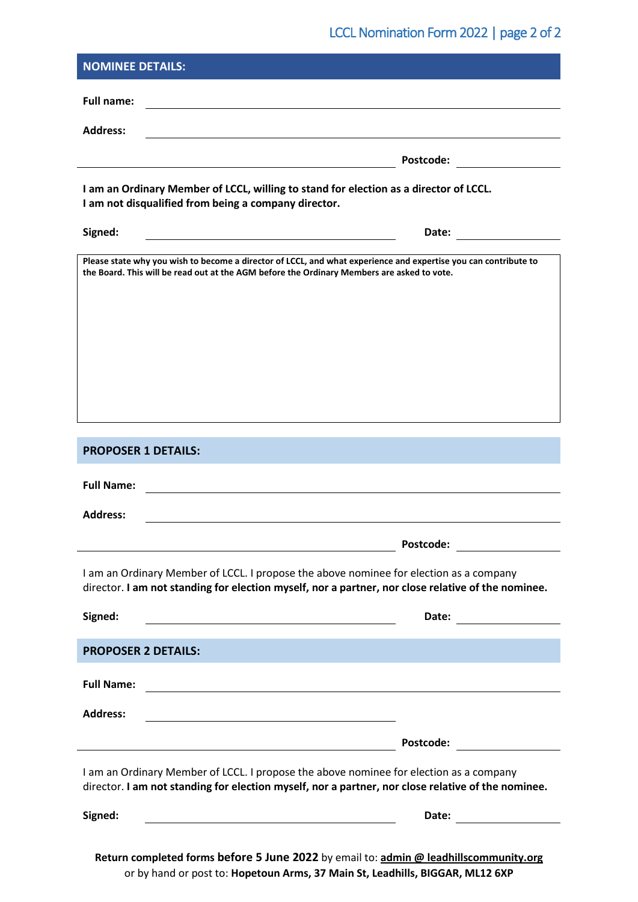## NOMINEE DETAILS:

**Full name:** ____________________

**Address:** ____________________

____________________ **Postcode:** __________

**I am an Ordinary Member of LCCL, willing to stand for election as a director of LCCL.**
**I am not disqualified from being a company director.**

**Signed:** ____________________ **Date:** __________

**Please state why you wish to become a director of LCCL, and what experience and expertise you can contribute to the Board. This will be read out at the AGM before the Ordinary Members are asked to vote.**

## PROPOSER 1 DETAILS:

**Full Name:** ____________________

**Address:** ____________________

____________________ **Postcode:** __________

I am an Ordinary Member of LCCL. I propose the above nominee for election as a company director. **I am not standing for election myself, nor a partner, nor close relative of the nominee.**

**Signed:** ____________________ **Date:** __________

## PROPOSER 2 DETAILS:

**Full Name:** ____________________

**Address:** ____________________

____________________ **Postcode:** __________

I am an Ordinary Member of LCCL. I propose the above nominee for election as a company director. **I am not standing for election myself, nor a partner, nor close relative of the nominee.**

**Signed:** ____________________ **Date:** __________

**Return completed forms before 5 June 2022** by email to: **admin @ leadhillscommunity.org**
or by hand or post to: **Hopetoun Arms, 37 Main St, Leadhills, BIGGAR, ML12 6XP**